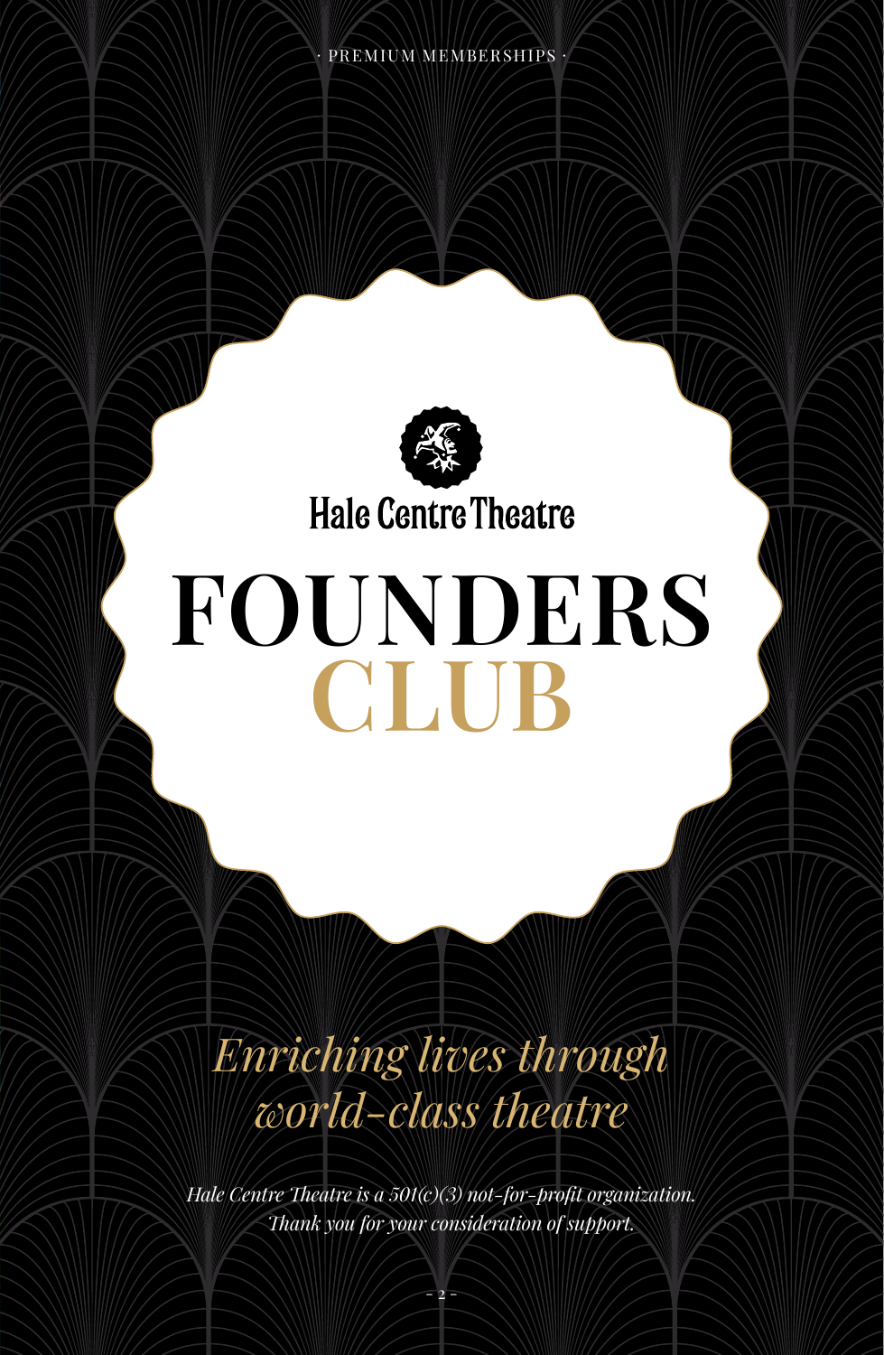· PREMIUM MEMBERSHIPS ·

Hale Centre Theatre

# FOUNDERS CLUB

*Enriching lives through world-class theatre*

*Hale Centre Theatre is a 501(c)(3) not-for-profit organization. Thank you for your consideration of support.*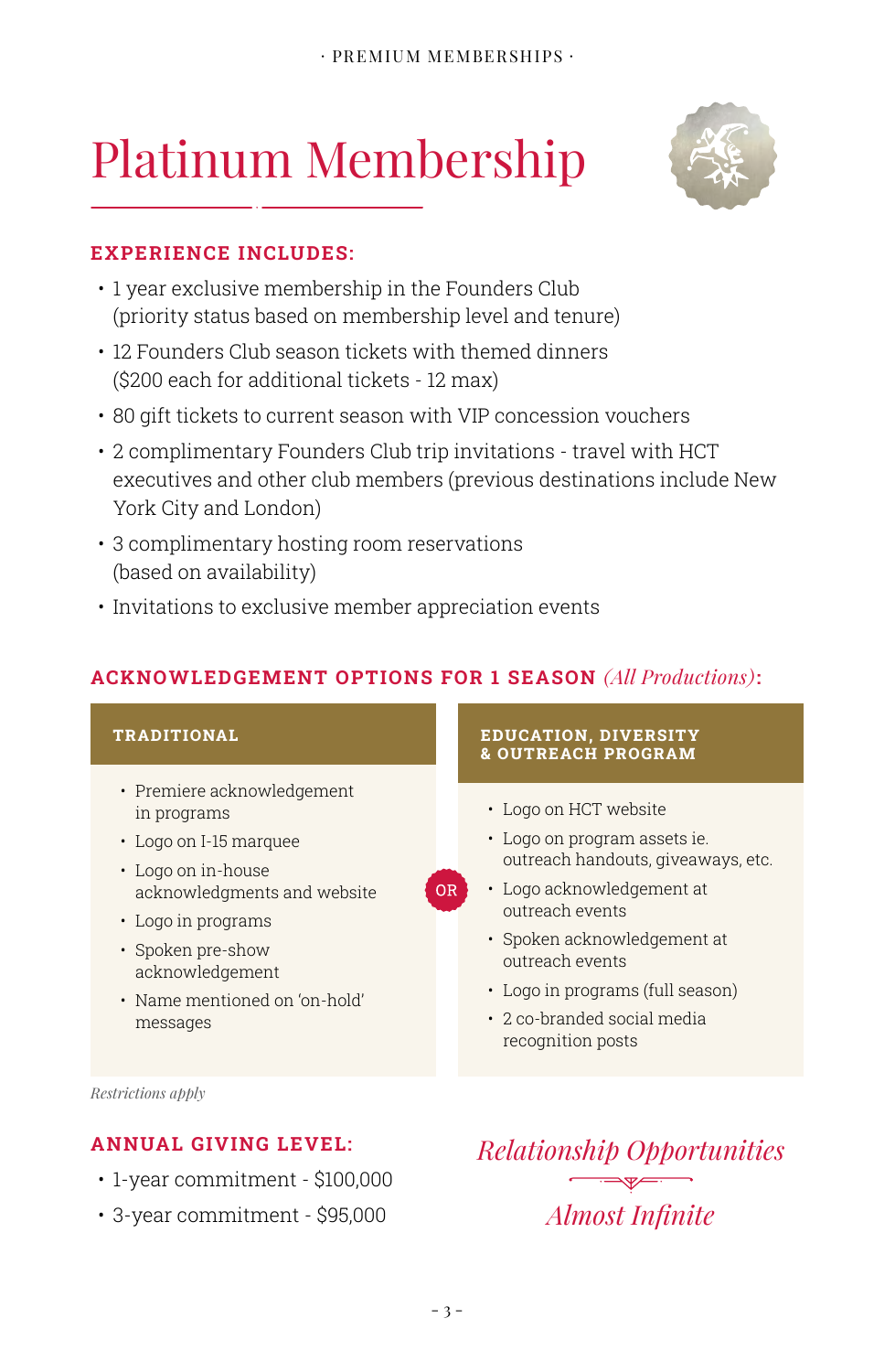· PREMIUM MEMBERSHIPS ·

# Platinum Membership

## EXPERIENCE INCLUDES:

- 1 year exclusive membership in the Founders Club (priority status based on membership level and tenure)
- 12 Founders Club season tickets with themed dinners ($200 each for additional tickets - 12 max)
- 80 gift tickets to current season with VIP concession vouchers
- 2 complimentary Founders Club trip invitations - travel with HCT executives and other club members (previous destinations include New York City and London)
- 3 complimentary hosting room reservations (based on availability)
- Invitations to exclusive member appreciation events

## ACKNOWLEDGEMENT OPTIONS FOR 1 SEASON *(All Productions)*:

### TRADITIONAL

- Premiere acknowledgement in programs
- Logo on I-15 marquee
- Logo on in-house acknowledgments and website
- Logo in programs
- Spoken pre-show acknowledgement
- Name mentioned on 'on-hold' messages

**OR**

### EDUCATION, DIVERSITY & OUTREACH PROGRAM

- Logo on HCT website
- Logo on program assets ie. outreach handouts, giveaways, etc.
- Logo acknowledgement at outreach events
- Spoken acknowledgement at outreach events
- Logo in programs (full season)
- 2 co-branded social media recognition posts

*Restrictions apply*

## ANNUAL GIVING LEVEL:

- 1-year commitment - $100,000
- 3-year commitment - $95,000

*Relationship Opportunities*

*Almost Infinite*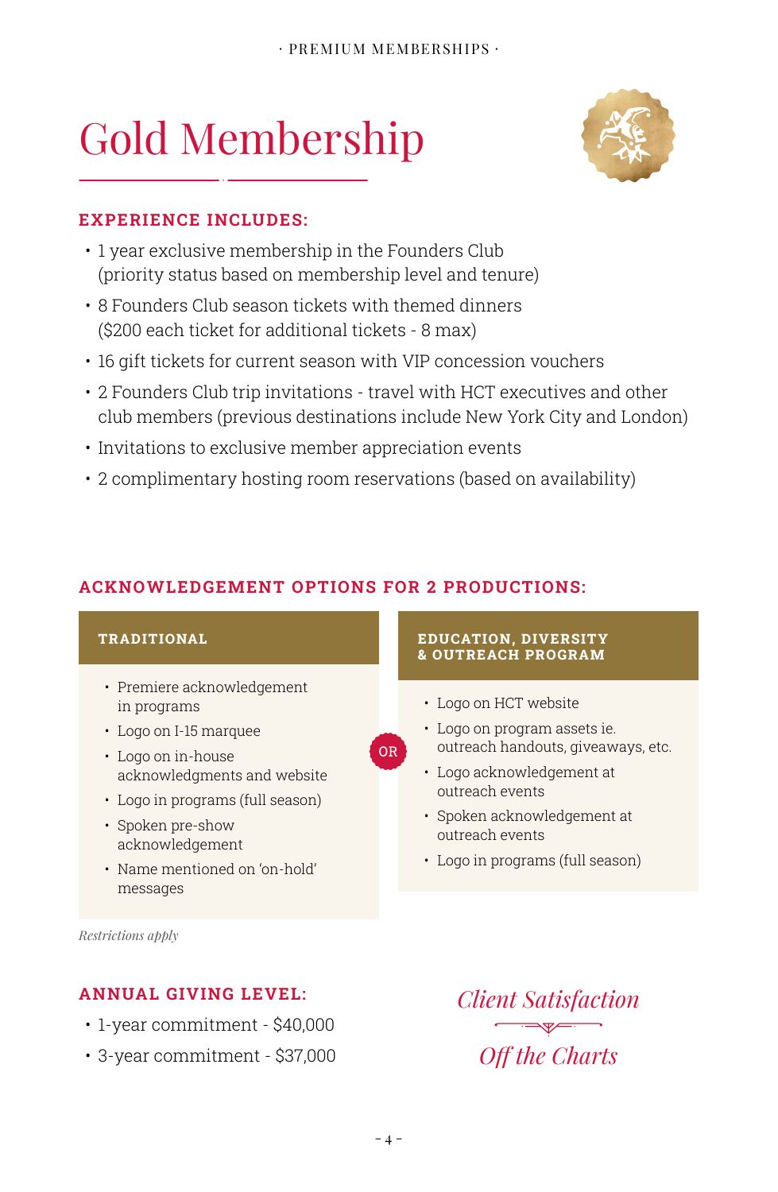· PREMIUM MEMBERSHIPS ·

# Gold Membership

## EXPERIENCE INCLUDES:

- 1 year exclusive membership in the Founders Club (priority status based on membership level and tenure)
- 8 Founders Club season tickets with themed dinners ($200 each ticket for additional tickets - 8 max)
- 16 gift tickets for current season with VIP concession vouchers
- 2 Founders Club trip invitations - travel with HCT executives and other club members (previous destinations include New York City and London)
- Invitations to exclusive member appreciation events
- 2 complimentary hosting room reservations (based on availability)

## ACKNOWLEDGEMENT OPTIONS FOR 2 PRODUCTIONS:

### TRADITIONAL

- Premiere acknowledgement in programs
- Logo on I-15 marquee
- Logo on in-house acknowledgments and website
- Logo in programs (full season)
- Spoken pre-show acknowledgement
- Name mentioned on 'on-hold' messages

**OR**

### EDUCATION, DIVERSITY & OUTREACH PROGRAM

- Logo on HCT website
- Logo on program assets ie. outreach handouts, giveaways, etc.
- Logo acknowledgement at outreach events
- Spoken acknowledgement at outreach events
- Logo in programs (full season)

*Restrictions apply*

## ANNUAL GIVING LEVEL:

- 1-year commitment - $40,000
- 3-year commitment - $37,000

*Client Satisfaction*

*Off the Charts*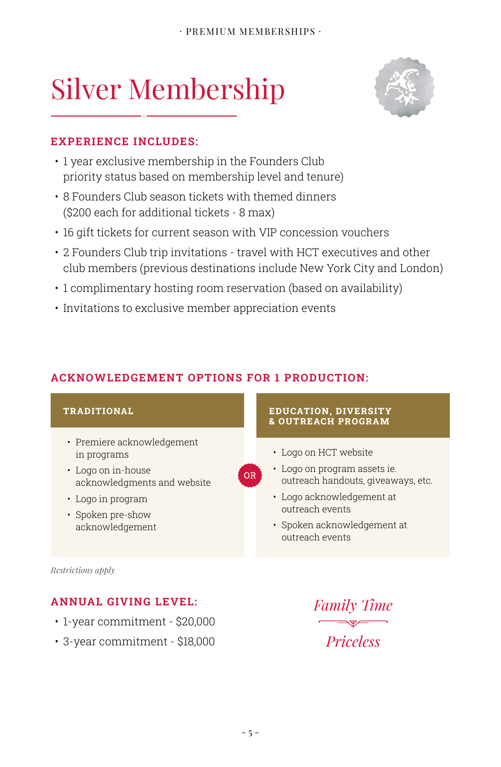# Silver Membership

## EXPERIENCE INCLUDES:

- 1 year exclusive membership in the Founders Club priority status based on membership level and tenure)
- 8 Founders Club season tickets with themed dinners ($200 each for additional tickets - 8 max)
- 16 gift tickets for current season with VIP concession vouchers
- 2 Founders Club trip invitations - travel with HCT executives and other club members (previous destinations include New York City and London)
- 1 complimentary hosting room reservation (based on availability)
- Invitations to exclusive member appreciation events

## ACKNOWLEDGEMENT OPTIONS FOR 1 PRODUCTION:

### TRADITIONAL

- Premiere acknowledgement in programs
- Logo on in-house acknowledgments and website
- Logo in program
- Spoken pre-show acknowledgement

**OR**

### EDUCATION, DIVERSITY & OUTREACH PROGRAM

- Logo on HCT website
- Logo on program assets ie. outreach handouts, giveaways, etc.
- Logo acknowledgement at outreach events
- Spoken acknowledgement at outreach events

*Restrictions apply*

## ANNUAL GIVING LEVEL:

- 1-year commitment - $20,000
- 3-year commitment - $18,000

*Family Time*

*Priceless*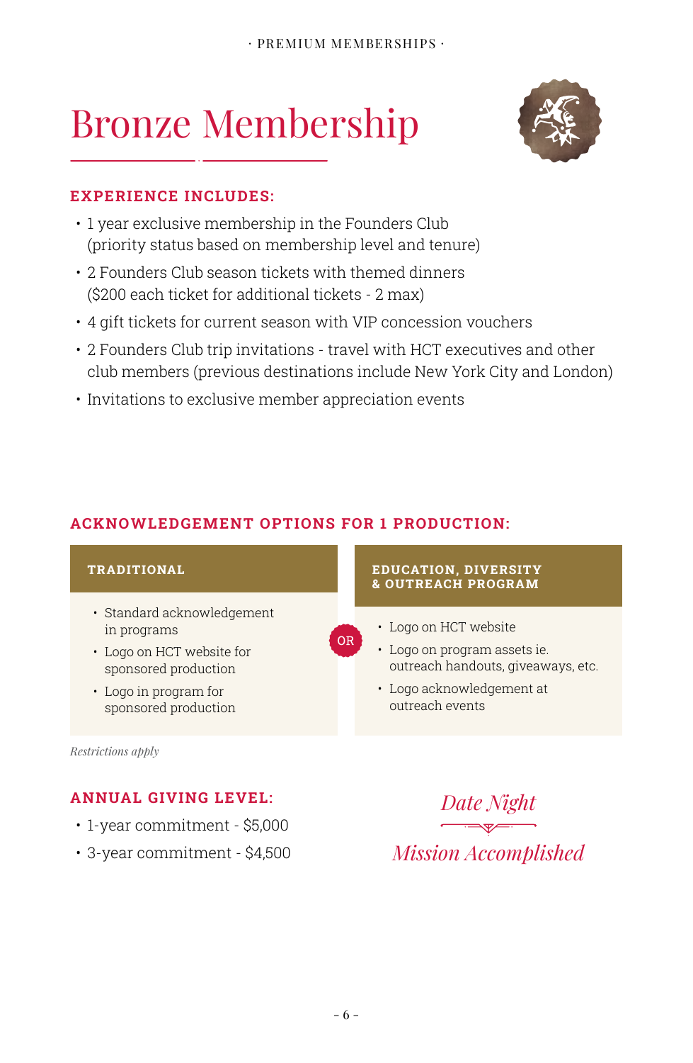# Bronze Membership

**EXPERIENCE INCLUDES:**

- 1 year exclusive membership in the Founders Club (priority status based on membership level and tenure)
- 2 Founders Club season tickets with themed dinners ($200 each ticket for additional tickets - 2 max)
- 4 gift tickets for current season with VIP concession vouchers
- 2 Founders Club trip invitations - travel with HCT executives and other club members (previous destinations include New York City and London)
- Invitations to exclusive member appreciation events

**ACKNOWLEDGEMENT OPTIONS FOR 1 PRODUCTION:**

**TRADITIONAL**

- Standard acknowledgement in programs
- Logo on HCT website for sponsored production
- Logo in program for sponsored production

OR

**EDUCATION, DIVERSITY & OUTREACH PROGRAM**

- Logo on HCT website
- Logo on program assets ie. outreach handouts, giveaways, etc.
- Logo acknowledgement at outreach events

*Restrictions apply*

**ANNUAL GIVING LEVEL:**

- 1-year commitment - $5,000
- 3-year commitment - $4,500

*Date Night*

*Mission Accomplished*